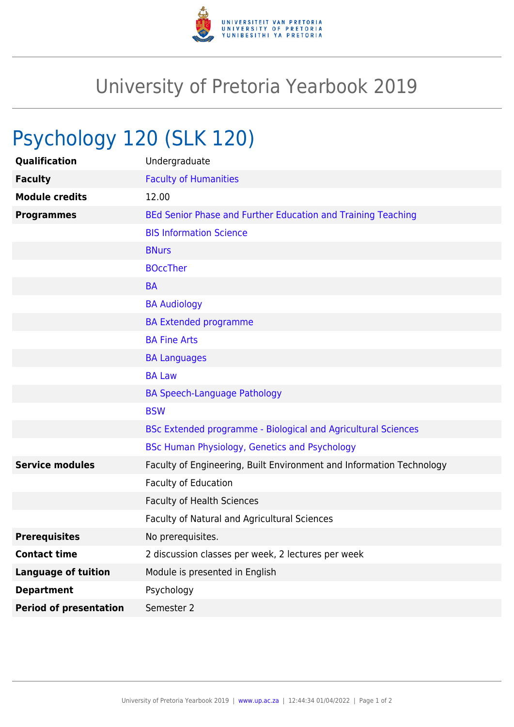# University of Pretoria Yearbook 2019

## Psychology 120 (SLK 120)

| | |
|---|---|
| **Qualification** | Undergraduate |
| **Faculty** | Faculty of Humanities |
| **Module credits** | 12.00 |
| **Programmes** | BEd Senior Phase and Further Education and Training Teaching |
| | BIS Information Science |
| | BNurs |
| | BOccTher |
| | BA |
| | BA Audiology |
| | BA Extended programme |
| | BA Fine Arts |
| | BA Languages |
| | BA Law |
| | BA Speech-Language Pathology |
| | BSW |
| | BSc Extended programme - Biological and Agricultural Sciences |
| | BSc Human Physiology, Genetics and Psychology |
| **Service modules** | Faculty of Engineering, Built Environment and Information Technology |
| | Faculty of Education |
| | Faculty of Health Sciences |
| | Faculty of Natural and Agricultural Sciences |
| **Prerequisites** | No prerequisites. |
| **Contact time** | 2 discussion classes per week, 2 lectures per week |
| **Language of tuition** | Module is presented in English |
| **Department** | Psychology |
| **Period of presentation** | Semester 2 |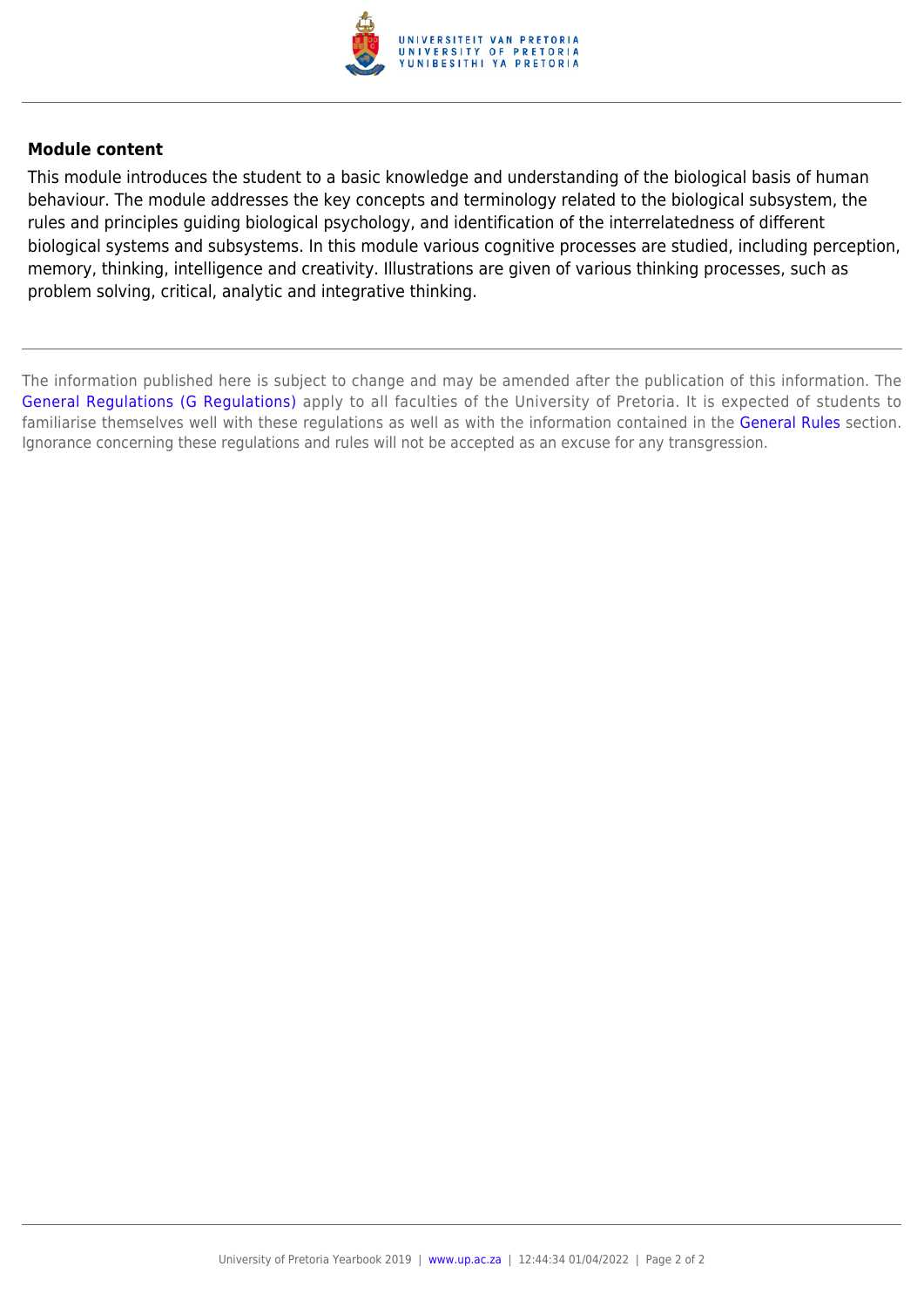### Module content

This module introduces the student to a basic knowledge and understanding of the biological basis of human behaviour. The module addresses the key concepts and terminology related to the biological subsystem, the rules and principles guiding biological psychology, and identification of the interrelatedness of different biological systems and subsystems. In this module various cognitive processes are studied, including perception, memory, thinking, intelligence and creativity. Illustrations are given of various thinking processes, such as problem solving, critical, analytic and integrative thinking.

---

The information published here is subject to change and may be amended after the publication of this information. The General Regulations (G Regulations) apply to all faculties of the University of Pretoria. It is expected of students to familiarise themselves well with these regulations as well as with the information contained in the General Rules section. Ignorance concerning these regulations and rules will not be accepted as an excuse for any transgression.